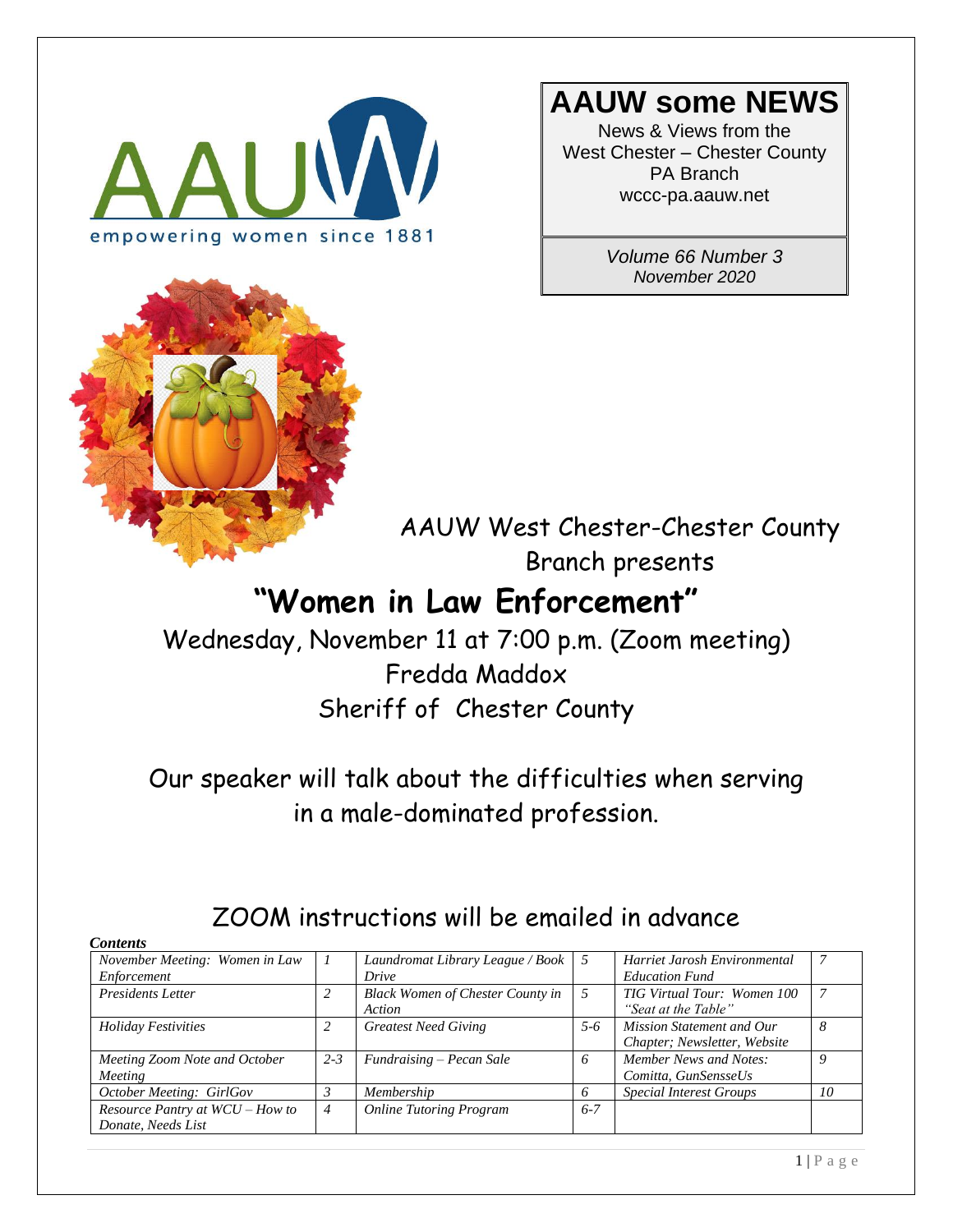AAUW

empowering women since 1881

# AAUW some NEWS

News & Views from the West Chester – Chester County PA Branch
wccc-pa.aauw.net

*Volume 66 Number 3*
*November 2020*

AAUW West Chester-Chester County Branch presents

## "Women in Law Enforcement"

Wednesday, November 11 at 7:00 p.m. (Zoom meeting)
Fredda Maddox
Sheriff of Chester County

Our speaker will talk about the difficulties when serving in a male-dominated profession.

ZOOM instructions will be emailed in advance

***Contents***

| | | | | | |
|---|---|---|---|---|---|
| *November Meeting: Women in Law Enforcement* | *1* | *Laundromat Library League / Book Drive* | *5* | *Harriet Jarosh Environmental Education Fund* | *7* |
| *Presidents Letter* | *2* | *Black Women of Chester County in Action* | *5* | *TIG Virtual Tour: Women 100 "Seat at the Table"* | *7* |
| *Holiday Festivities* | *2* | *Greatest Need Giving* | *5-6* | *Mission Statement and Our Chapter; Newsletter, Website* | *8* |
| *Meeting Zoom Note and October Meeting* | *2-3* | *Fundraising – Pecan Sale* | *6* | *Member News and Notes: Comitta, GunSensseUs* | *9* |
| *October Meeting: GirlGov* | *3* | *Membership* | *6* | *Special Interest Groups* | *10* |
| *Resource Pantry at WCU – How to Donate, Needs List* | *4* | *Online Tutoring Program* | *6-7* | | |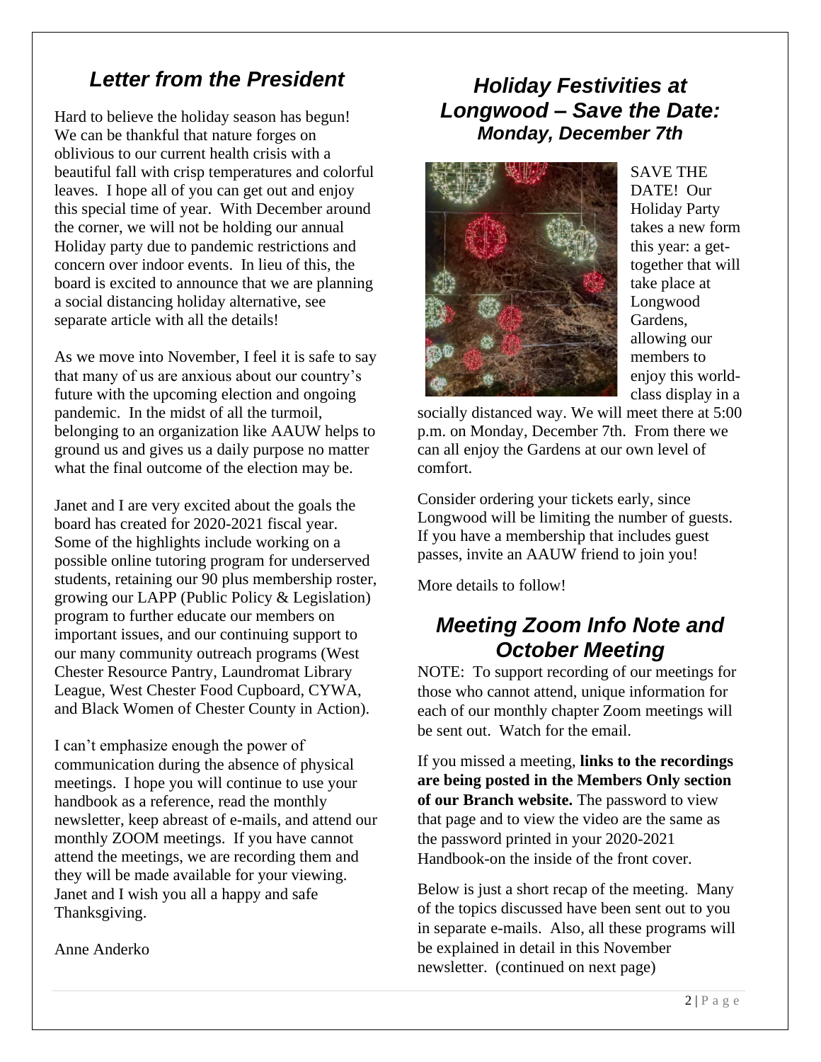## *Letter from the President*

Hard to believe the holiday season has begun! We can be thankful that nature forges on oblivious to our current health crisis with a beautiful fall with crisp temperatures and colorful leaves. I hope all of you can get out and enjoy this special time of year. With December around the corner, we will not be holding our annual Holiday party due to pandemic restrictions and concern over indoor events. In lieu of this, the board is excited to announce that we are planning a social distancing holiday alternative, see separate article with all the details!

As we move into November, I feel it is safe to say that many of us are anxious about our country's future with the upcoming election and ongoing pandemic. In the midst of all the turmoil, belonging to an organization like AAUW helps to ground us and gives us a daily purpose no matter what the final outcome of the election may be.

Janet and I are very excited about the goals the board has created for 2020-2021 fiscal year. Some of the highlights include working on a possible online tutoring program for underserved students, retaining our 90 plus membership roster, growing our LAPP (Public Policy & Legislation) program to further educate our members on important issues, and our continuing support to our many community outreach programs (West Chester Resource Pantry, Laundromat Library League, West Chester Food Cupboard, CYWA, and Black Women of Chester County in Action).

I can't emphasize enough the power of communication during the absence of physical meetings. I hope you will continue to use your handbook as a reference, read the monthly newsletter, keep abreast of e-mails, and attend our monthly ZOOM meetings. If you have cannot attend the meetings, we are recording them and they will be made available for your viewing. Janet and I wish you all a happy and safe Thanksgiving.

Anne Anderko

## *Holiday Festivities at Longwood – Save the Date:*
### *Monday, December 7th*

SAVE THE DATE! Our Holiday Party takes a new form this year: a get-together that will take place at Longwood Gardens, allowing our members to enjoy this world-class display in a socially distanced way. We will meet there at 5:00 p.m. on Monday, December 7th. From there we can all enjoy the Gardens at our own level of comfort.

Consider ordering your tickets early, since Longwood will be limiting the number of guests. If you have a membership that includes guest passes, invite an AAUW friend to join you!

More details to follow!

## *Meeting Zoom Info Note and October Meeting*

NOTE: To support recording of our meetings for those who cannot attend, unique information for each of our monthly chapter Zoom meetings will be sent out. Watch for the email.

If you missed a meeting, **links to the recordings are being posted in the Members Only section of our Branch website.** The password to view that page and to view the video are the same as the password printed in your 2020-2021 Handbook-on the inside of the front cover.

Below is just a short recap of the meeting. Many of the topics discussed have been sent out to you in separate e-mails. Also, all these programs will be explained in detail in this November newsletter. (continued on next page)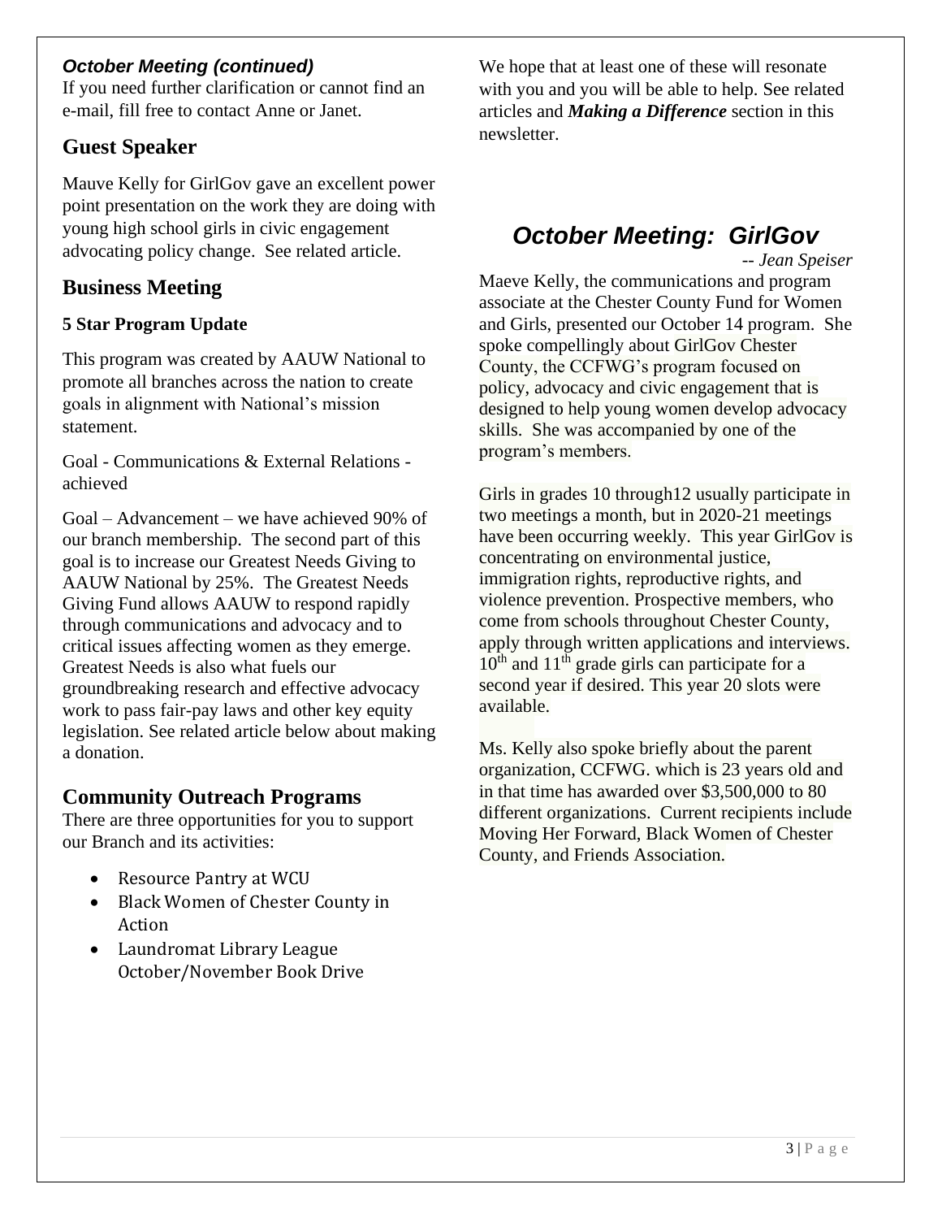### *October Meeting (continued)*

If you need further clarification or cannot find an e-mail, fill free to contact Anne or Janet.

## Guest Speaker

Mauve Kelly for GirlGov gave an excellent power point presentation on the work they are doing with young high school girls in civic engagement advocating policy change. See related article.

## Business Meeting

### 5 Star Program Update

This program was created by AAUW National to promote all branches across the nation to create goals in alignment with National's mission statement.

Goal - Communications & External Relations - achieved

Goal – Advancement – we have achieved 90% of our branch membership. The second part of this goal is to increase our Greatest Needs Giving to AAUW National by 25%. The Greatest Needs Giving Fund allows AAUW to respond rapidly through communications and advocacy and to critical issues affecting women as they emerge. Greatest Needs is also what fuels our groundbreaking research and effective advocacy work to pass fair-pay laws and other key equity legislation. See related article below about making a donation.

## Community Outreach Programs

There are three opportunities for you to support our Branch and its activities:

- Resource Pantry at WCU
- Black Women of Chester County in Action
- Laundromat Library League October/November Book Drive

We hope that at least one of these will resonate with you and you will be able to help. See related articles and ***Making a Difference*** section in this newsletter.

# *October Meeting: GirlGov*

*-- Jean Speiser*

Maeve Kelly, the communications and program associate at the Chester County Fund for Women and Girls, presented our October 14 program. She spoke compellingly about GirlGov Chester County, the CCFWG's program focused on policy, advocacy and civic engagement that is designed to help young women develop advocacy skills. She was accompanied by one of the program's members.

Girls in grades 10 through12 usually participate in two meetings a month, but in 2020-21 meetings have been occurring weekly. This year GirlGov is concentrating on environmental justice, immigration rights, reproductive rights, and violence prevention. Prospective members, who come from schools throughout Chester County, apply through written applications and interviews. 10th and 11th grade girls can participate for a second year if desired. This year 20 slots were available.

Ms. Kelly also spoke briefly about the parent organization, CCFWG. which is 23 years old and in that time has awarded over $3,500,000 to 80 different organizations. Current recipients include Moving Her Forward, Black Women of Chester County, and Friends Association.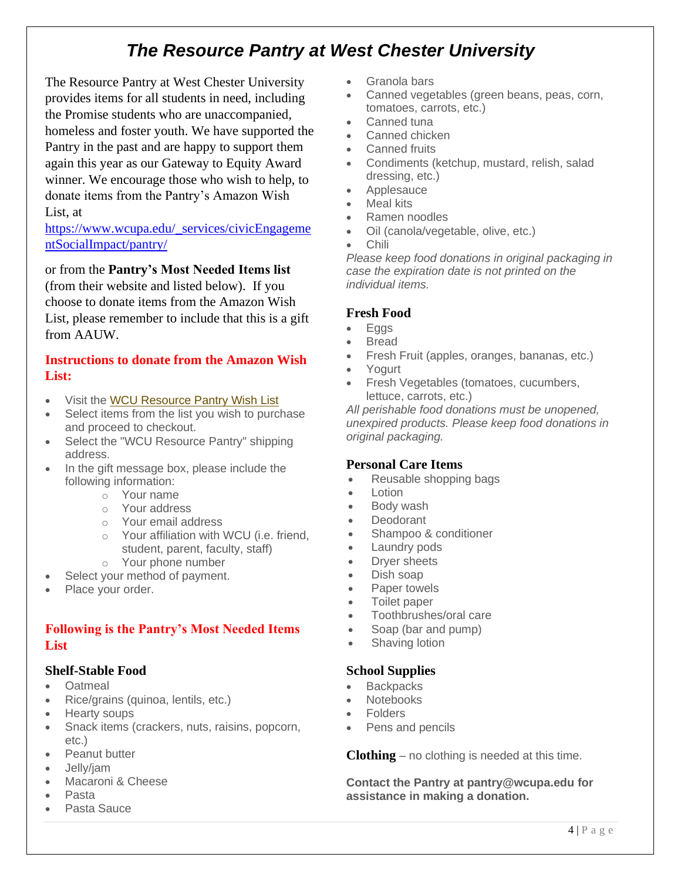# *The Resource Pantry at West Chester University*

The Resource Pantry at West Chester University provides items for all students in need, including the Promise students who are unaccompanied, homeless and foster youth. We have supported the Pantry in the past and are happy to support them again this year as our Gateway to Equity Award winner. We encourage those who wish to help, to donate items from the Pantry's Amazon Wish List, at https://www.wcupa.edu/_services/civicEngagementSocialImpact/pantry/

or from the **Pantry's Most Needed Items list** (from their website and listed below). If you choose to donate items from the Amazon Wish List, please remember to include that this is a gift from AAUW.

### Instructions to donate from the Amazon Wish List:

- Visit the WCU Resource Pantry Wish List
- Select items from the list you wish to purchase and proceed to checkout.
- Select the "WCU Resource Pantry" shipping address.
- In the gift message box, please include the following information:
  - Your name
  - Your address
  - Your email address
  - Your affiliation with WCU (i.e. friend, student, parent, faculty, staff)
  - Your phone number
- Select your method of payment.
- Place your order.

### Following is the Pantry's Most Needed Items List

**Shelf-Stable Food**

- Oatmeal
- Rice/grains (quinoa, lentils, etc.)
- Hearty soups
- Snack items (crackers, nuts, raisins, popcorn, etc.)
- Peanut butter
- Jelly/jam
- Macaroni & Cheese
- Pasta
- Pasta Sauce
- Granola bars
- Canned vegetables (green beans, peas, corn, tomatoes, carrots, etc.)
- Canned tuna
- Canned chicken
- Canned fruits
- Condiments (ketchup, mustard, relish, salad dressing, etc.)
- Applesauce
- Meal kits
- Ramen noodles
- Oil (canola/vegetable, olive, etc.)
- Chili

*Please keep food donations in original packaging in case the expiration date is not printed on the individual items.*

**Fresh Food**

- Eggs
- Bread
- Fresh Fruit (apples, oranges, bananas, etc.)
- Yogurt
- Fresh Vegetables (tomatoes, cucumbers, lettuce, carrots, etc.)

*All perishable food donations must be unopened, unexpired products. Please keep food donations in original packaging.*

**Personal Care Items**

- Reusable shopping bags
- Lotion
- Body wash
- Deodorant
- Shampoo & conditioner
- Laundry pods
- Dryer sheets
- Dish soap
- Paper towels
- Toilet paper
- Toothbrushes/oral care
- Soap (bar and pump)
- Shaving lotion

**School Supplies**

- Backpacks
- Notebooks
- Folders
- Pens and pencils

**Clothing** – no clothing is needed at this time.

**Contact the Pantry at pantry@wcupa.edu for assistance in making a donation.**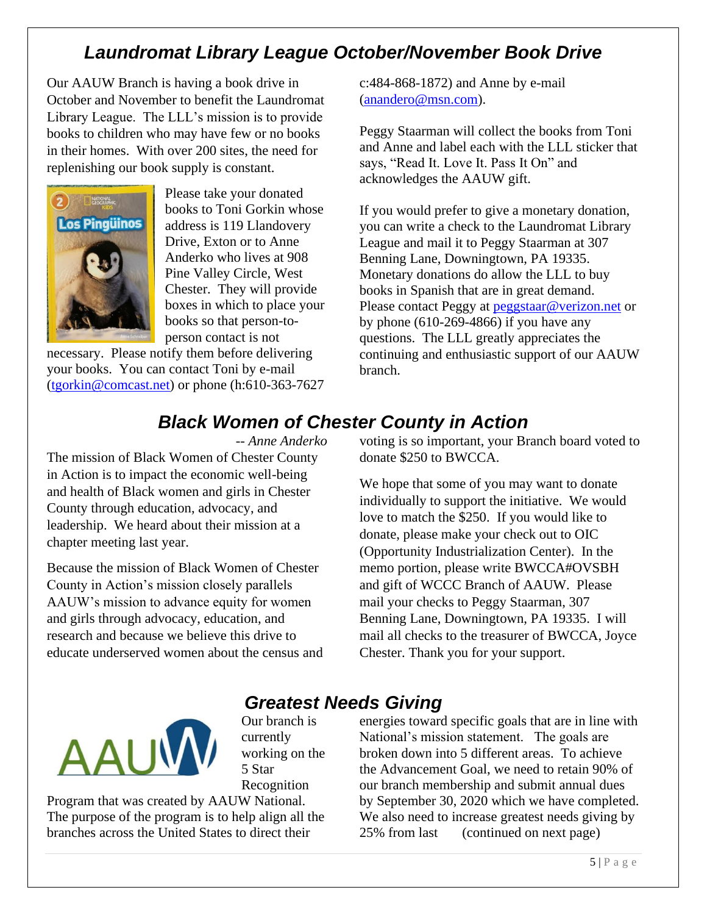## *Laundromat Library League October/November Book Drive*

Our AAUW Branch is having a book drive in October and November to benefit the Laundromat Library League. The LLL's mission is to provide books to children who may have few or no books in their homes. With over 200 sites, the need for replenishing our book supply is constant.

Please take your donated books to Toni Gorkin whose address is 119 Llandovery Drive, Exton or to Anne Anderko who lives at 908 Pine Valley Circle, West Chester. They will provide boxes in which to place your books so that person-to-person contact is not necessary. Please notify them before delivering your books. You can contact Toni by e-mail (tgorkin@comcast.net) or phone (h:610-363-7627 c:484-868-1872) and Anne by e-mail (anandero@msn.com).

Peggy Staarman will collect the books from Toni and Anne and label each with the LLL sticker that says, "Read It. Love It. Pass It On" and acknowledges the AAUW gift.

If you would prefer to give a monetary donation, you can write a check to the Laundromat Library League and mail it to Peggy Staarman at 307 Benning Lane, Downingtown, PA 19335. Monetary donations do allow the LLL to buy books in Spanish that are in great demand. Please contact Peggy at peggstaar@verizon.net or by phone (610-269-4866) if you have any questions. The LLL greatly appreciates the continuing and enthusiastic support of our AAUW branch.

## *Black Women of Chester County in Action*

*-- Anne Anderko*

The mission of Black Women of Chester County in Action is to impact the economic well-being and health of Black women and girls in Chester County through education, advocacy, and leadership. We heard about their mission at a chapter meeting last year.

Because the mission of Black Women of Chester County in Action's mission closely parallels AAUW's mission to advance equity for women and girls through advocacy, education, and research and because we believe this drive to educate underserved women about the census and voting is so important, your Branch board voted to donate $250 to BWCCA.

We hope that some of you may want to donate individually to support the initiative. We would love to match the $250. If you would like to donate, please make your check out to OIC (Opportunity Industrialization Center). In the memo portion, please write BWCCA#OVSBH and gift of WCCC Branch of AAUW. Please mail your checks to Peggy Staarman, 307 Benning Lane, Downingtown, PA 19335. I will mail all checks to the treasurer of BWCCA, Joyce Chester. Thank you for your support.

## *Greatest Needs Giving*

Our branch is currently working on the 5 Star Recognition Program that was created by AAUW National. The purpose of the program is to help align all the branches across the United States to direct their energies toward specific goals that are in line with National's mission statement. The goals are broken down into 5 different areas. To achieve the Advancement Goal, we need to retain 90% of our branch membership and submit annual dues by September 30, 2020 which we have completed. We also need to increase greatest needs giving by 25% from last (continued on next page)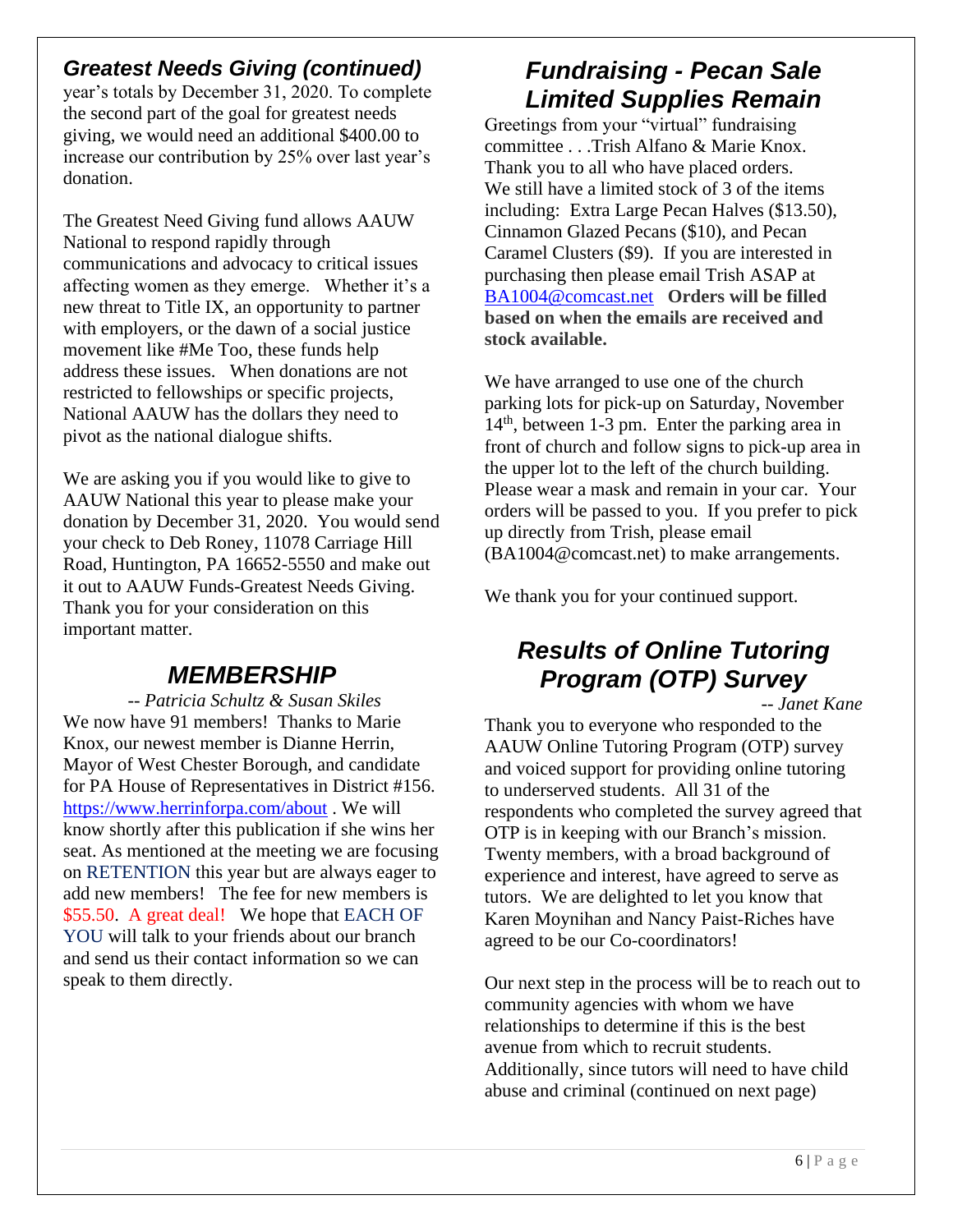## *Greatest Needs Giving (continued)*

year's totals by December 31, 2020. To complete the second part of the goal for greatest needs giving, we would need an additional $400.00 to increase our contribution by 25% over last year's donation.

The Greatest Need Giving fund allows AAUW National to respond rapidly through communications and advocacy to critical issues affecting women as they emerge. Whether it's a new threat to Title IX, an opportunity to partner with employers, or the dawn of a social justice movement like #Me Too, these funds help address these issues. When donations are not restricted to fellowships or specific projects, National AAUW has the dollars they need to pivot as the national dialogue shifts.

We are asking you if you would like to give to AAUW National this year to please make your donation by December 31, 2020. You would send your check to Deb Roney, 11078 Carriage Hill Road, Huntington, PA 16652-5550 and make out it out to AAUW Funds-Greatest Needs Giving. Thank you for your consideration on this important matter.

## *MEMBERSHIP*

*-- Patricia Schultz & Susan Skiles*

We now have 91 members! Thanks to Marie Knox, our newest member is Dianne Herrin, Mayor of West Chester Borough, and candidate for PA House of Representatives in District #156. https://www.herrinforpa.com/about . We will know shortly after this publication if she wins her seat. As mentioned at the meeting we are focusing on RETENTION this year but are always eager to add new members! The fee for new members is $55.50. A great deal! We hope that EACH OF YOU will talk to your friends about our branch and send us their contact information so we can speak to them directly.

## *Fundraising - Pecan Sale Limited Supplies Remain*

Greetings from your "virtual" fundraising committee . . .Trish Alfano & Marie Knox. Thank you to all who have placed orders. We still have a limited stock of 3 of the items including: Extra Large Pecan Halves ($13.50), Cinnamon Glazed Pecans ($10), and Pecan Caramel Clusters ($9). If you are interested in purchasing then please email Trish ASAP at BA1004@comcast.net **Orders will be filled based on when the emails are received and stock available.**

We have arranged to use one of the church parking lots for pick-up on Saturday, November 14th, between 1-3 pm. Enter the parking area in front of church and follow signs to pick-up area in the upper lot to the left of the church building. Please wear a mask and remain in your car. Your orders will be passed to you. If you prefer to pick up directly from Trish, please email (BA1004@comcast.net) to make arrangements.

We thank you for your continued support.

## *Results of Online Tutoring Program (OTP) Survey*

*-- Janet Kane*

Thank you to everyone who responded to the AAUW Online Tutoring Program (OTP) survey and voiced support for providing online tutoring to underserved students. All 31 of the respondents who completed the survey agreed that OTP is in keeping with our Branch's mission. Twenty members, with a broad background of experience and interest, have agreed to serve as tutors. We are delighted to let you know that Karen Moynihan and Nancy Paist-Riches have agreed to be our Co-coordinators!

Our next step in the process will be to reach out to community agencies with whom we have relationships to determine if this is the best avenue from which to recruit students. Additionally, since tutors will need to have child abuse and criminal (continued on next page)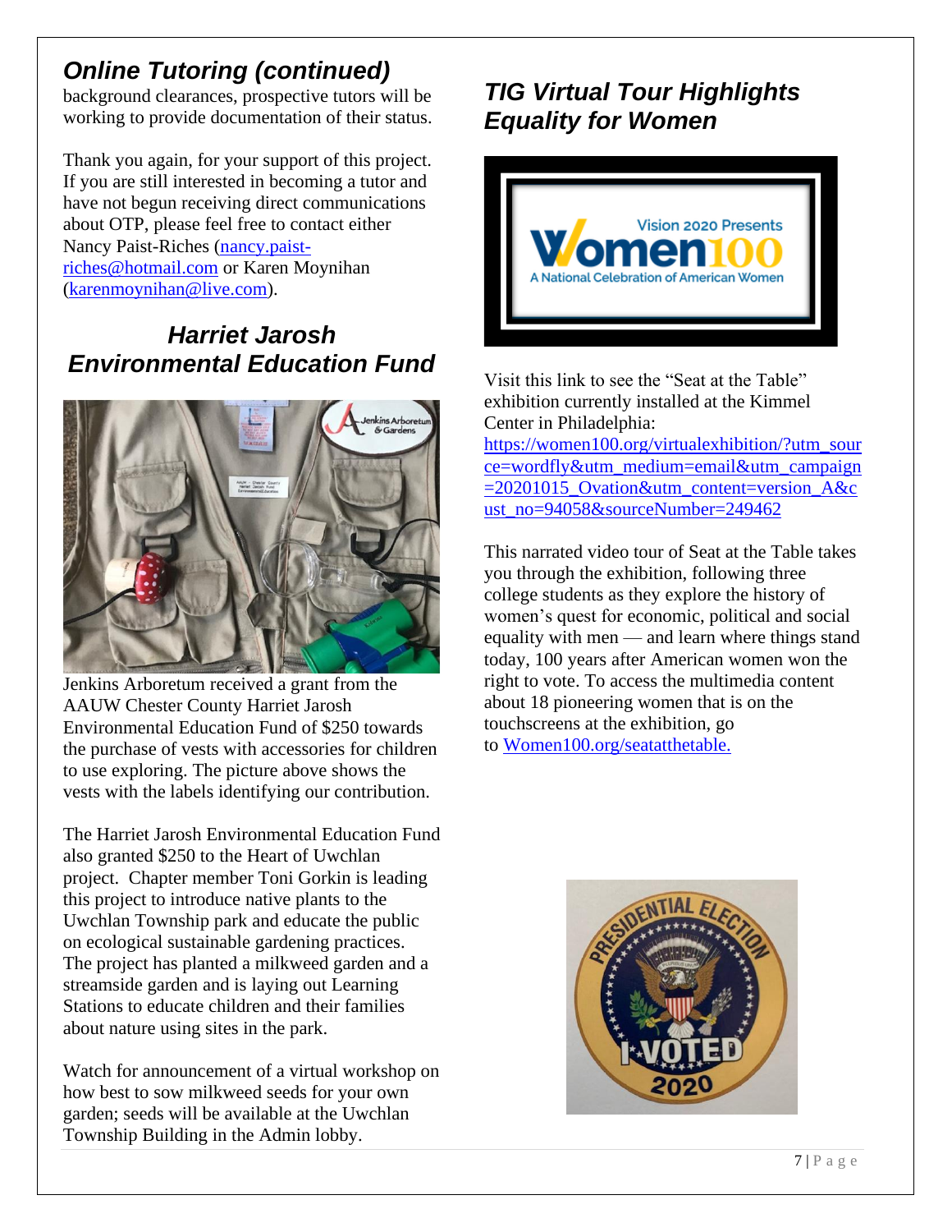## Online Tutoring (continued)

background clearances, prospective tutors will be working to provide documentation of their status.

Thank you again, for your support of this project. If you are still interested in becoming a tutor and have not begun receiving direct communications about OTP, please feel free to contact either Nancy Paist-Riches (nancy.paist-riches@hotmail.com) or Karen Moynihan (karenmoynihan@live.com).

## Harriet Jarosh Environmental Education Fund

Jenkins Arboretum received a grant from the AAUW Chester County Harriet Jarosh Environmental Education Fund of $250 towards the purchase of vests with accessories for children to use exploring. The picture above shows the vests with the labels identifying our contribution.

The Harriet Jarosh Environmental Education Fund also granted $250 to the Heart of Uwchlan project. Chapter member Toni Gorkin is leading this project to introduce native plants to the Uwchlan Township park and educate the public on ecological sustainable gardening practices. The project has planted a milkweed garden and a streamside garden and is laying out Learning Stations to educate children and their families about nature using sites in the park.

Watch for announcement of a virtual workshop on how best to sow milkweed seeds for your own garden; seeds will be available at the Uwchlan Township Building in the Admin lobby.

## TIG Virtual Tour Highlights Equality for Women

Visit this link to see the "Seat at the Table" exhibition currently installed at the Kimmel Center in Philadelphia: https://women100.org/virtualexhibition/?utm_source=wordfly&utm_medium=email&utm_campaign=20201015_Ovation&utm_content=version_A&cust_no=94058&sourceNumber=249462

This narrated video tour of Seat at the Table takes you through the exhibition, following three college students as they explore the history of women's quest for economic, political and social equality with men — and learn where things stand today, 100 years after American women won the right to vote. To access the multimedia content about 18 pioneering women that is on the touchscreens at the exhibition, go to Women100.org/seatatthetable.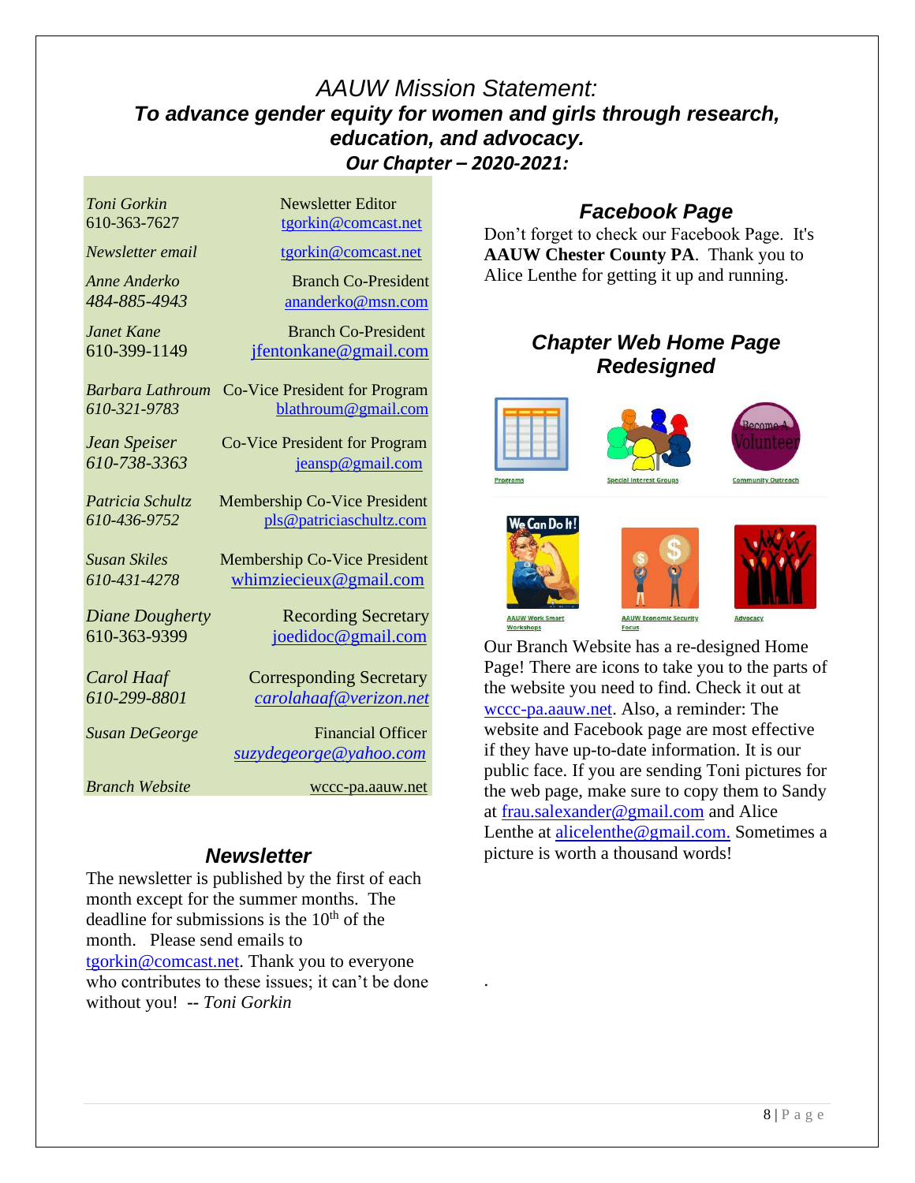# *AAUW Mission Statement:*

## ***To advance gender equity for women and girls through research, education, and advocacy.***

### ***Our Chapter – 2020-2021:***

| | |
|---|---|
| *Toni Gorkin* 610-363-7627 | Newsletter Editor tgorkin@comcast.net |
| *Newsletter email* | tgorkin@comcast.net |
| *Anne Anderko* 484-885-4943 | Branch Co-President ananderko@msn.com |
| *Janet Kane* 610-399-1149 | Branch Co-President jfentonkane@gmail.com |
| *Barbara Lathroum* *610-321-9783* | Co-Vice President for Program blathroum@gmail.com |
| *Jean Speiser* *610-738-3363* | Co-Vice President for Program jeansp@gmail.com |
| *Patricia Schultz* *610-436-9752* | Membership Co-Vice President pls@patriciaschultz.com |
| *Susan Skiles* *610-431-4278* | Membership Co-Vice President whimziecieux@gmail.com |
| *Diane Dougherty* 610-363-9399 | Recording Secretary joedidoc@gmail.com |
| *Carol Haaf* *610-299-8801* | Corresponding Secretary *carolahaaf@verizon.net* |
| *Susan DeGeorge* | Financial Officer *suzydegeorge@yahoo.com* |
| *Branch Website* | wccc-pa.aauw.net |

## *Newsletter*

The newsletter is published by the first of each month except for the summer months. The deadline for submissions is the 10th of the month. Please send emails to tgorkin@comcast.net. Thank you to everyone who contributes to these issues; it can't be done without you! -- *Toni Gorkin*

## *Facebook Page*

Don't forget to check our Facebook Page. It's **AAUW Chester County PA**. Thank you to Alice Lenthe for getting it up and running.

## *Chapter Web Home Page Redesigned*

Programs | Special Interest Groups | Community Outreach

AAUW Work Smart Workshops | AAUW Economic Security Focus | Advocacy

Our Branch Website has a re-designed Home Page! There are icons to take you to the parts of the website you need to find. Check it out at wccc-pa.aauw.net. Also, a reminder: The website and Facebook page are most effective if they have up-to-date information. It is our public face. If you are sending Toni pictures for the web page, make sure to copy them to Sandy at frau.salexander@gmail.com and Alice Lenthe at alicelenthe@gmail.com. Sometimes a picture is worth a thousand words!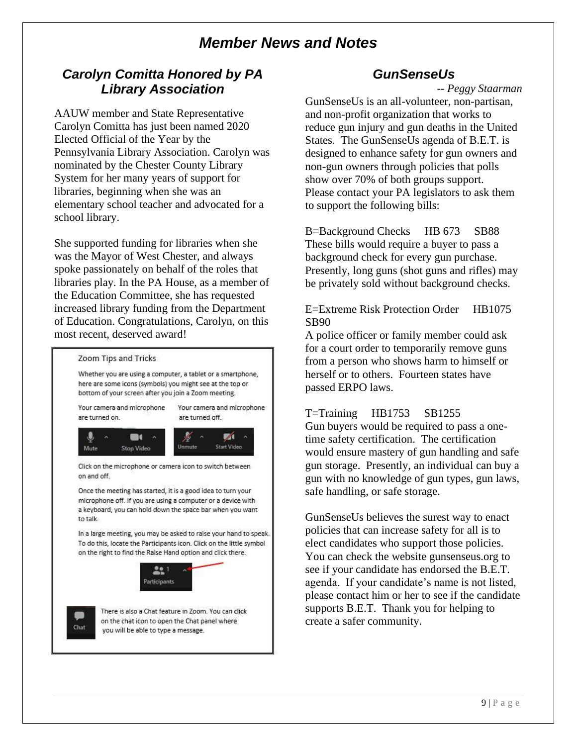# Member News and Notes

## Carolyn Comitta Honored by PA Library Association

AAUW member and State Representative Carolyn Comitta has just been named 2020 Elected Official of the Year by the Pennsylvania Library Association. Carolyn was nominated by the Chester County Library System for her many years of support for libraries, beginning when she was an elementary school teacher and advocated for a school library.

She supported funding for libraries when she was the Mayor of West Chester, and always spoke passionately on behalf of the roles that libraries play. In the PA House, as a member of the Education Committee, she has requested increased library funding from the Department of Education. Congratulations, Carolyn, on this most recent, deserved award!

### Zoom Tips and Tricks

Whether you are using a computer, a tablet or a smartphone, here are some icons (symbols) you might see at the top or bottom of your screen after you join a Zoom meeting.

Your camera and microphone are turned on. (Mute, Stop Video)

Your camera and microphone are turned off. (Unmute, Start Video)

Click on the microphone or camera icon to switch between on and off.

Once the meeting has started, it is a good idea to turn your microphone off. If you are using a computer or a device with a keyboard, you can hold down the space bar when you want to talk.

In a large meeting, you may be asked to raise your hand to speak. To do this, locate the Participants icon. Click on the little symbol on the right to find the Raise Hand option and click there.

There is also a Chat feature in Zoom. You can click on the chat icon to open the Chat panel where you will be able to type a message.

## GunSenseUs

*-- Peggy Staarman*

GunSenseUs is an all-volunteer, non-partisan, and non-profit organization that works to reduce gun injury and gun deaths in the United States. The GunSenseUs agenda of B.E.T. is designed to enhance safety for gun owners and non-gun owners through policies that polls show over 70% of both groups support. Please contact your PA legislators to ask them to support the following bills:

B=Background Checks HB 673 SB88
These bills would require a buyer to pass a background check for every gun purchase. Presently, long guns (shot guns and rifles) may be privately sold without background checks.

E=Extreme Risk Protection Order HB1075 SB90
A police officer or family member could ask for a court order to temporarily remove guns from a person who shows harm to himself or herself or to others. Fourteen states have passed ERPO laws.

T=Training HB1753 SB1255
Gun buyers would be required to pass a one-time safety certification. The certification would ensure mastery of gun handling and safe gun storage. Presently, an individual can buy a gun with no knowledge of gun types, gun laws, safe handling, or safe storage.

GunSenseUs believes the surest way to enact policies that can increase safety for all is to elect candidates who support those policies. You can check the website gunsenseus.org to see if your candidate has endorsed the B.E.T. agenda. If your candidate's name is not listed, please contact him or her to see if the candidate supports B.E.T. Thank you for helping to create a safer community.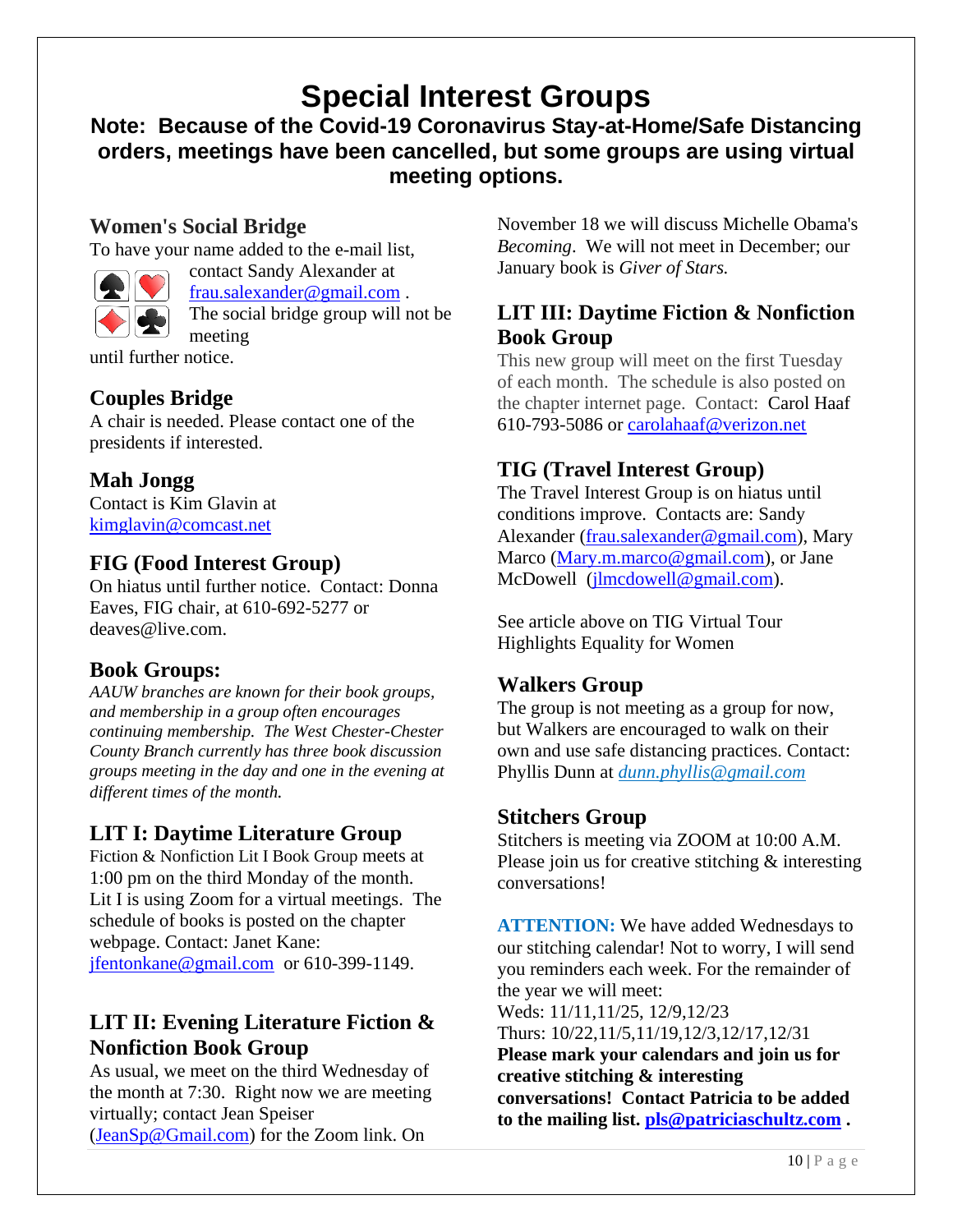# Special Interest Groups

**Note: Because of the Covid-19 Coronavirus Stay-at-Home/Safe Distancing orders, meetings have been cancelled, but some groups are using virtual meeting options.**

## Women's Social Bridge

To have your name added to the e-mail list, contact Sandy Alexander at frau.salexander@gmail.com . The social bridge group will not be meeting until further notice.

## Couples Bridge

A chair is needed. Please contact one of the presidents if interested.

## Mah Jongg

Contact is Kim Glavin at kimglavin@comcast.net

## FIG (Food Interest Group)

On hiatus until further notice. Contact: Donna Eaves, FIG chair, at 610-692-5277 or deaves@live.com.

## Book Groups:

*AAUW branches are known for their book groups, and membership in a group often encourages continuing membership. The West Chester-Chester County Branch currently has three book discussion groups meeting in the day and one in the evening at different times of the month.*

## LIT I: Daytime Literature Group

Fiction & Nonfiction Lit I Book Group meets at 1:00 pm on the third Monday of the month. Lit I is using Zoom for a virtual meetings. The schedule of books is posted on the chapter webpage. Contact: Janet Kane: jfentonkane@gmail.com or 610-399-1149.

## LIT II: Evening Literature Fiction & Nonfiction Book Group

As usual, we meet on the third Wednesday of the month at 7:30. Right now we are meeting virtually; contact Jean Speiser (JeanSp@Gmail.com) for the Zoom link. On November 18 we will discuss Michelle Obama's *Becoming*. We will not meet in December; our January book is *Giver of Stars.*

## LIT III: Daytime Fiction & Nonfiction Book Group

This new group will meet on the first Tuesday of each month. The schedule is also posted on the chapter internet page. Contact: Carol Haaf 610-793-5086 or carolahaaf@verizon.net

## TIG (Travel Interest Group)

The Travel Interest Group is on hiatus until conditions improve. Contacts are: Sandy Alexander (frau.salexander@gmail.com), Mary Marco (Mary.m.marco@gmail.com), or Jane McDowell (jlmcdowell@gmail.com).

See article above on TIG Virtual Tour Highlights Equality for Women

## Walkers Group

The group is not meeting as a group for now, but Walkers are encouraged to walk on their own and use safe distancing practices. Contact: Phyllis Dunn at *dunn.phyllis@gmail.com*

## Stitchers Group

Stitchers is meeting via ZOOM at 10:00 A.M. Please join us for creative stitching & interesting conversations!

**ATTENTION:** We have added Wednesdays to our stitching calendar! Not to worry, I will send you reminders each week. For the remainder of the year we will meet:
Weds: 11/11,11/25, 12/9,12/23
Thurs: 10/22,11/5,11/19,12/3,12/17,12/31
**Please mark your calendars and join us for creative stitching & interesting conversations! Contact Patricia to be added to the mailing list. pls@patriciaschultz.com .**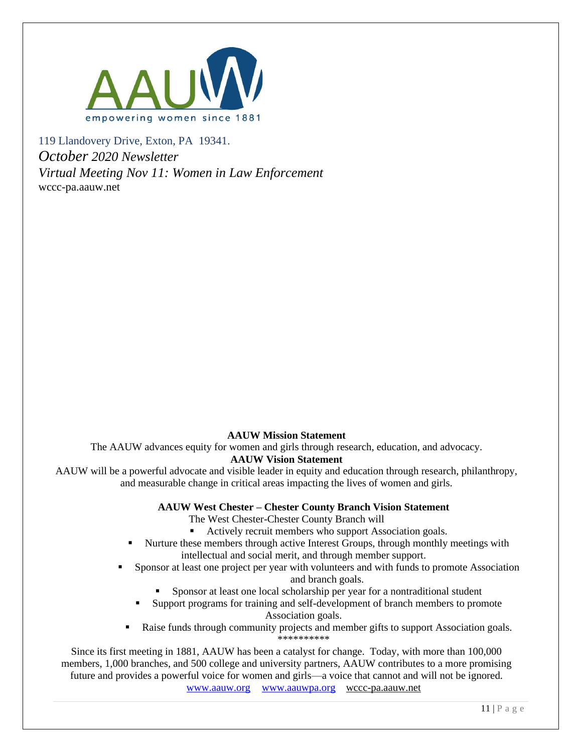AAUW

empowering women since 1881

119 Llandovery Drive, Exton, PA 19341.

*October 2020 Newsletter*

*Virtual Meeting Nov 11: Women in Law Enforcement*

wccc-pa.aauw.net

**AAUW Mission Statement**

The AAUW advances equity for women and girls through research, education, and advocacy.

**AAUW Vision Statement**

AAUW will be a powerful advocate and visible leader in equity and education through research, philanthropy, and measurable change in critical areas impacting the lives of women and girls.

**AAUW West Chester – Chester County Branch Vision Statement**

The West Chester-Chester County Branch will

- Actively recruit members who support Association goals.
- Nurture these members through active Interest Groups, through monthly meetings with intellectual and social merit, and through member support.
- Sponsor at least one project per year with volunteers and with funds to promote Association and branch goals.
- Sponsor at least one local scholarship per year for a nontraditional student
- Support programs for training and self-development of branch members to promote Association goals.
- Raise funds through community projects and member gifts to support Association goals.

\*\*\*\*\*\*\*\*\*\*

Since its first meeting in 1881, AAUW has been a catalyst for change. Today, with more than 100,000 members, 1,000 branches, and 500 college and university partners, AAUW contributes to a more promising future and provides a powerful voice for women and girls—a voice that cannot and will not be ignored.

www.aauw.org www.aauwpa.org wccc-pa.aauw.net